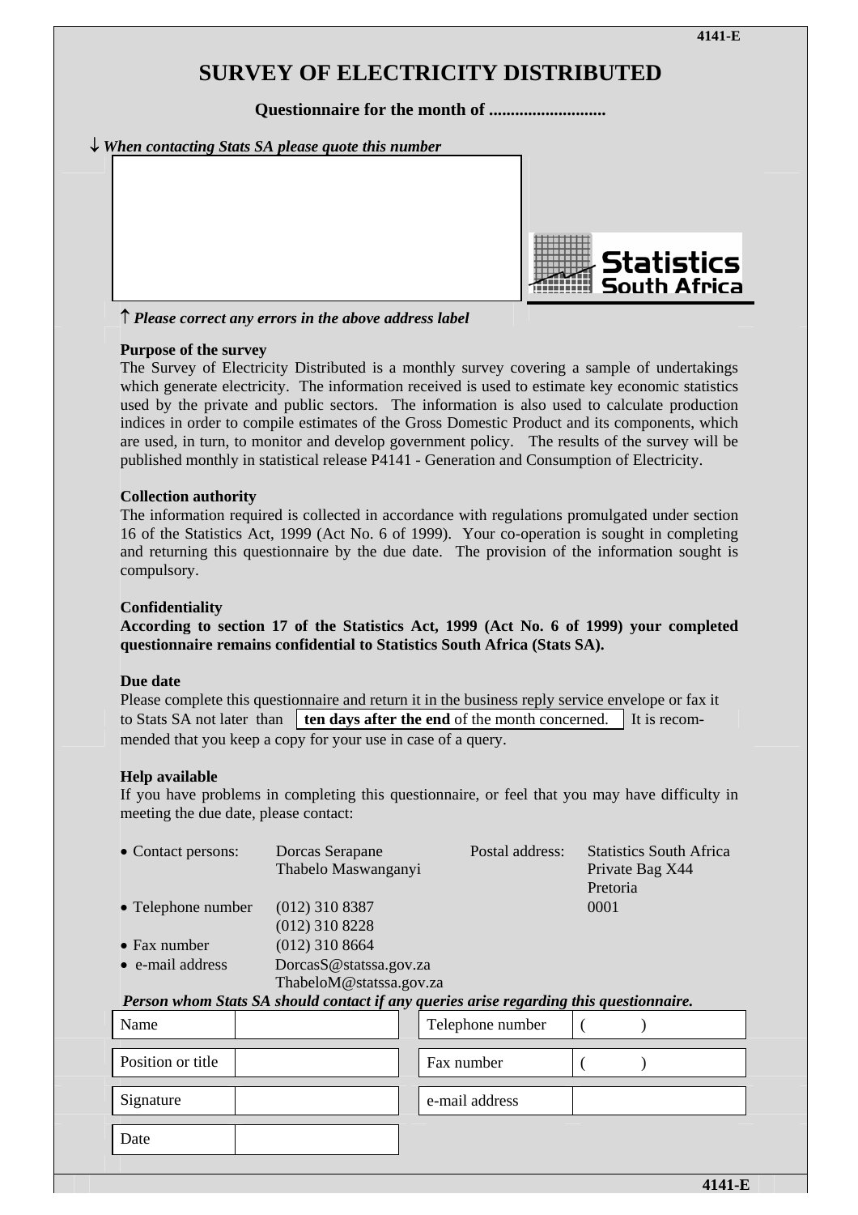# SURVEY OF ELECTRICITY DISTRIBUTED

**Questionnaire for the month of ...........................**

↓ ***When contacting Stats SA please quote this number***

↑ ***Please correct any errors in the above address label***

**Purpose of the survey**

The Survey of Electricity Distributed is a monthly survey covering a sample of undertakings which generate electricity. The information received is used to estimate key economic statistics used by the private and public sectors. The information is also used to calculate production indices in order to compile estimates of the Gross Domestic Product and its components, which are used, in turn, to monitor and develop government policy. The results of the survey will be published monthly in statistical release P4141 - Generation and Consumption of Electricity.

**Collection authority**

The information required is collected in accordance with regulations promulgated under section 16 of the Statistics Act, 1999 (Act No. 6 of 1999). Your co-operation is sought in completing and returning this questionnaire by the due date. The provision of the information sought is compulsory.

**Confidentiality**

**According to section 17 of the Statistics Act, 1999 (Act No. 6 of 1999) your completed questionnaire remains confidential to Statistics South Africa (Stats SA).**

**Due date**

Please complete this questionnaire and return it in the business reply service envelope or fax it to Stats SA not later than **ten days after the end** of the month concerned. It is recommended that you keep a copy for your use in case of a query.

**Help available**

If you have problems in completing this questionnaire, or feel that you may have difficulty in meeting the due date, please contact:

- Contact persons: Dorcas Serapane, Thabelo Maswanganyi
- Telephone number: (012) 310 8387, (012) 310 8228
- Fax number: (012) 310 8664
- e-mail address: DorcasS@statssa.gov.za, ThabeloM@statssa.gov.za

Postal address: Statistics South Africa, Private Bag X44, Pretoria, 0001

***Person whom Stats SA should contact if any queries arise regarding this questionnaire.***

| | | | |
|---|---|---|---|
| Name | | Telephone number | ( ) |
| Position or title | | Fax number | ( ) |
| Signature | | e-mail address | |
| Date | | | |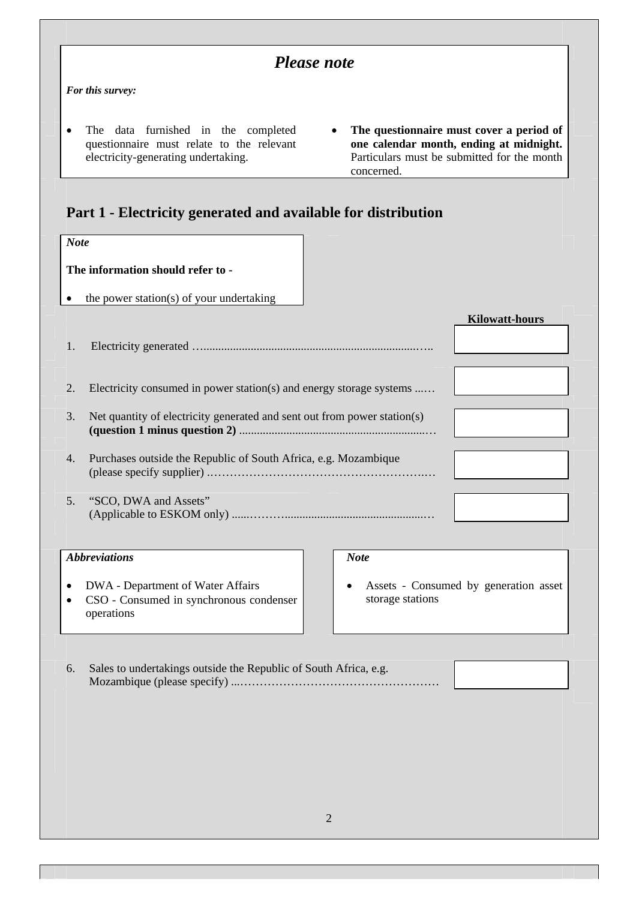## *Please note*

***For this survey:***

- The data furnished in the completed questionnaire must relate to the relevant electricity-generating undertaking.
- **The questionnaire must cover a period of one calendar month, ending at midnight.** Particulars must be submitted for the month concerned.

## Part 1 - Electricity generated and available for distribution

***Note***

**The information should refer to -**

- the power station(s) of your undertaking

| | Kilowatt-hours |
|---|---|
| 1. Electricity generated ………………………………………………………….. | |
| 2. Electricity consumed in power station(s) and energy storage systems ...… | |
| 3. Net quantity of electricity generated and sent out from power station(s) **(question 1 minus question 2)** ……………………………………………… | |
| 4. Purchases outside the Republic of South Africa, e.g. Mozambique (please specify supplier) ……………………………………………….… | |
| 5. "SCO, DWA and Assets" (Applicable to ESKOM only) ......……………………………………… | |

***Abbreviations***

- DWA - Department of Water Affairs
- CSO - Consumed in synchronous condenser operations

***Note***

- Assets - Consumed by generation asset storage stations

| | |
|---|---|
| 6. Sales to undertakings outside the Republic of South Africa, e.g. Mozambique (please specify) ...…………………………………………… | |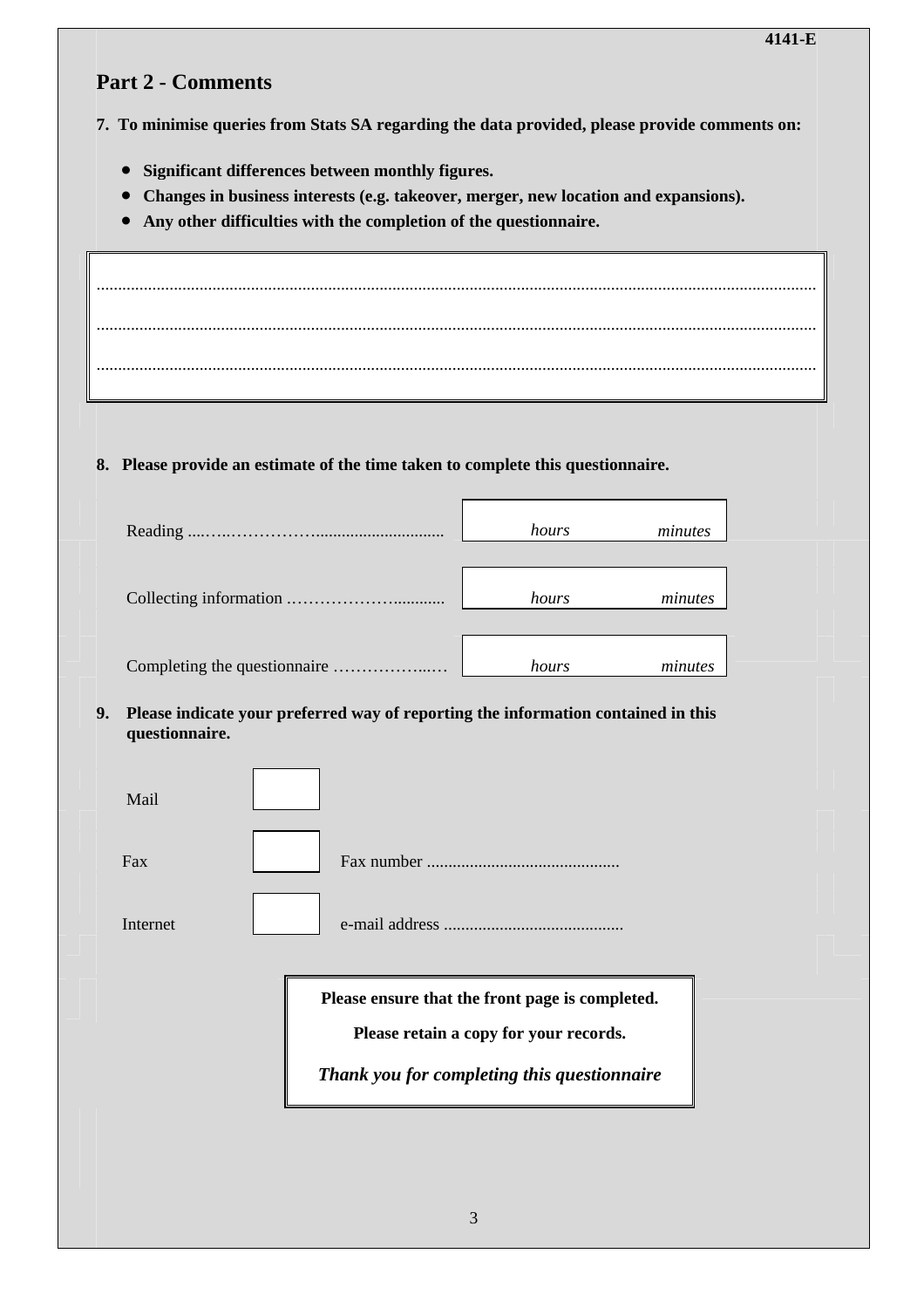4141-E

## Part 2 - Comments

**7. To minimise queries from Stats SA regarding the data provided, please provide comments on:**

- **Significant differences between monthly figures.**
- **Changes in business interests (e.g. takeover, merger, new location and expansions).**
- **Any other difficulties with the completion of the questionnaire.**

.....................................................................................................................................................................

.....................................................................................................................................................................

.....................................................................................................................................................................

**8. Please provide an estimate of the time taken to complete this questionnaire.**

| | | |
|---|---|---|
| Reading ....…..……………............................ | *hours* | *minutes* |
| Collecting information ..……………….......... | *hours* | *minutes* |
| Completing the questionnaire ……………...… | *hours* | *minutes* |

**9. Please indicate your preferred way of reporting the information contained in this questionnaire.**

| | | |
|---|---|---|
| Mail | | |
| Fax | | Fax number ............................................ |
| Internet | | e-mail address .......................................... |

**Please ensure that the front page is completed.**

**Please retain a copy for your records.**

***Thank you for completing this questionnaire***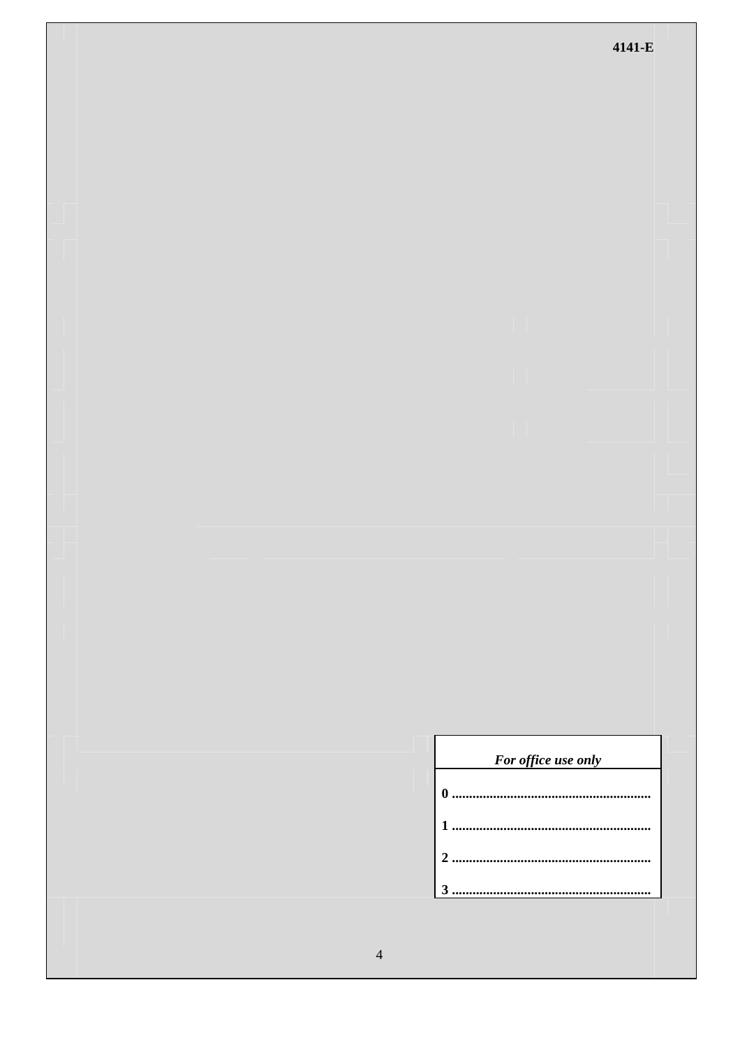4141-E

| *For office use only* |
| --- |
| **0 ..........................................................** |
| **1 ..........................................................** |
| **2 ..........................................................** |
| **3 ..........................................................** |